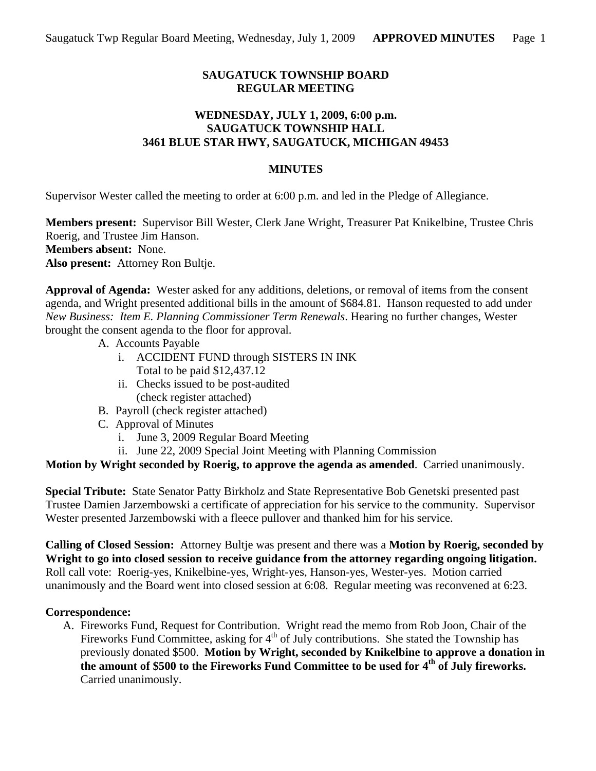# SAUGATUCK TOWNSHIP BOARD
# REGULAR MEETING

## WEDNESDAY, JULY 1, 2009, 6:00 p.m.
## SAUGATUCK TOWNSHIP HALL
## 3461 BLUE STAR HWY, SAUGATUCK, MICHIGAN 49453

## MINUTES

Supervisor Wester called the meeting to order at 6:00 p.m. and led in the Pledge of Allegiance.

**Members present:** Supervisor Bill Wester, Clerk Jane Wright, Treasurer Pat Knikelbine, Trustee Chris Roerig, and Trustee Jim Hanson.
**Members absent:** None.
**Also present:** Attorney Ron Bultje.

**Approval of Agenda:** Wester asked for any additions, deletions, or removal of items from the consent agenda, and Wright presented additional bills in the amount of $684.81. Hanson requested to add under *New Business: Item E. Planning Commissioner Term Renewals*. Hearing no further changes, Wester brought the consent agenda to the floor for approval.

- A. Accounts Payable
  - i. ACCIDENT FUND through SISTERS IN INK
    Total to be paid $12,437.12
  - ii. Checks issued to be post-audited
    (check register attached)
- B. Payroll (check register attached)
- C. Approval of Minutes
  - i. June 3, 2009 Regular Board Meeting
  - ii. June 22, 2009 Special Joint Meeting with Planning Commission

**Motion by Wright seconded by Roerig, to approve the agenda as amended**. Carried unanimously.

**Special Tribute:** State Senator Patty Birkholz and State Representative Bob Genetski presented past Trustee Damien Jarzembowski a certificate of appreciation for his service to the community. Supervisor Wester presented Jarzembowski with a fleece pullover and thanked him for his service.

**Calling of Closed Session:** Attorney Bultje was present and there was a **Motion by Roerig, seconded by Wright to go into closed session to receive guidance from the attorney regarding ongoing litigation.** Roll call vote: Roerig-yes, Knikelbine-yes, Wright-yes, Hanson-yes, Wester-yes. Motion carried unanimously and the Board went into closed session at 6:08. Regular meeting was reconvened at 6:23.

**Correspondence:**

A. Fireworks Fund, Request for Contribution. Wright read the memo from Rob Joon, Chair of the Fireworks Fund Committee, asking for 4th of July contributions. She stated the Township has previously donated $500. **Motion by Wright, seconded by Knikelbine to approve a donation in the amount of $500 to the Fireworks Fund Committee to be used for 4th of July fireworks.** Carried unanimously.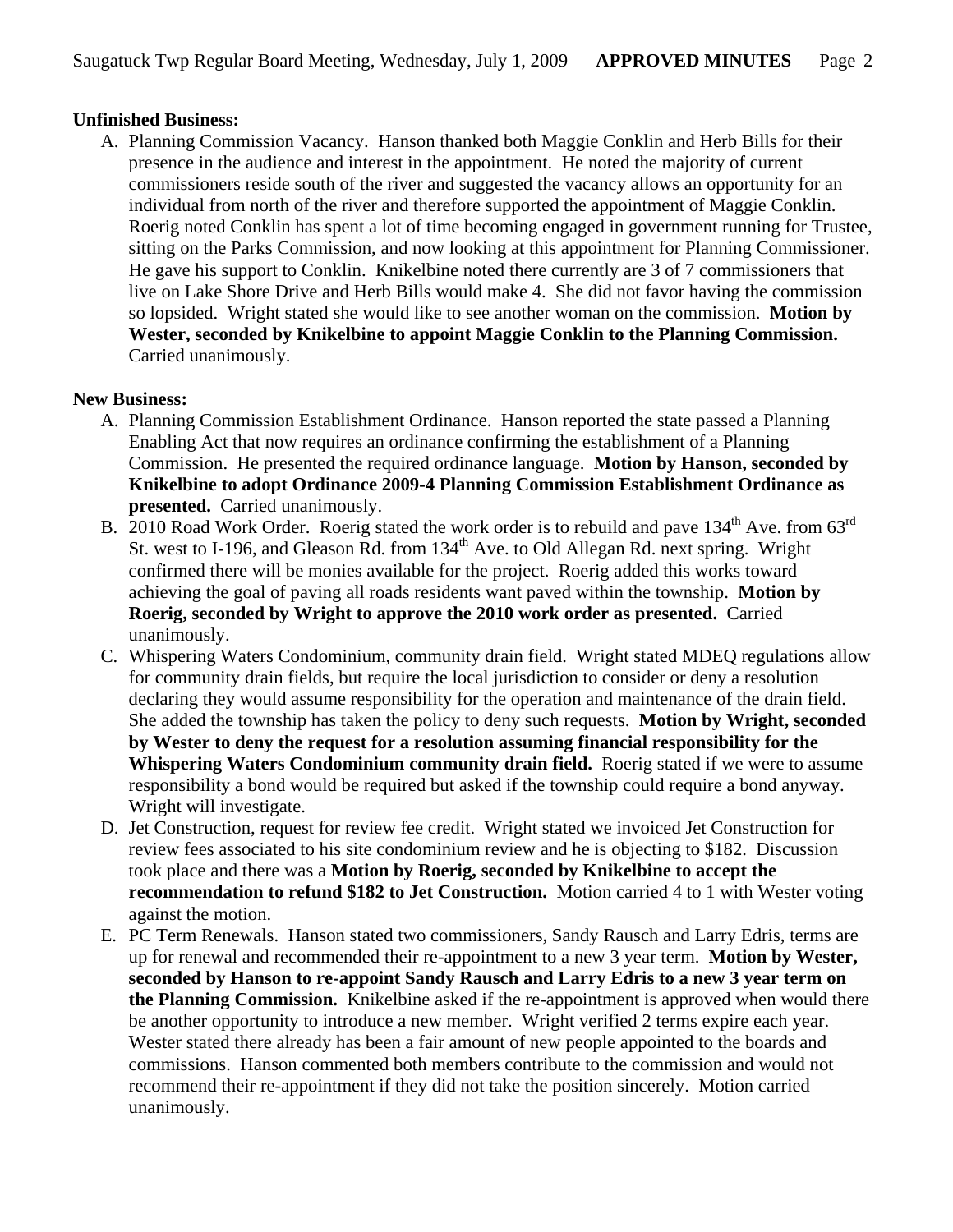**Unfinished Business:**

A. Planning Commission Vacancy. Hanson thanked both Maggie Conklin and Herb Bills for their presence in the audience and interest in the appointment. He noted the majority of current commissioners reside south of the river and suggested the vacancy allows an opportunity for an individual from north of the river and therefore supported the appointment of Maggie Conklin. Roerig noted Conklin has spent a lot of time becoming engaged in government running for Trustee, sitting on the Parks Commission, and now looking at this appointment for Planning Commissioner. He gave his support to Conklin. Knikelbine noted there currently are 3 of 7 commissioners that live on Lake Shore Drive and Herb Bills would make 4. She did not favor having the commission so lopsided. Wright stated she would like to see another woman on the commission. **Motion by Wester, seconded by Knikelbine to appoint Maggie Conklin to the Planning Commission.** Carried unanimously.

**New Business:**

A. Planning Commission Establishment Ordinance. Hanson reported the state passed a Planning Enabling Act that now requires an ordinance confirming the establishment of a Planning Commission. He presented the required ordinance language. **Motion by Hanson, seconded by Knikelbine to adopt Ordinance 2009-4 Planning Commission Establishment Ordinance as presented.** Carried unanimously.
B. 2010 Road Work Order. Roerig stated the work order is to rebuild and pave 134th Ave. from 63rd St. west to I-196, and Gleason Rd. from 134th Ave. to Old Allegan Rd. next spring. Wright confirmed there will be monies available for the project. Roerig added this works toward achieving the goal of paving all roads residents want paved within the township. **Motion by Roerig, seconded by Wright to approve the 2010 work order as presented.** Carried unanimously.
C. Whispering Waters Condominium, community drain field. Wright stated MDEQ regulations allow for community drain fields, but require the local jurisdiction to consider or deny a resolution declaring they would assume responsibility for the operation and maintenance of the drain field. She added the township has taken the policy to deny such requests. **Motion by Wright, seconded by Wester to deny the request for a resolution assuming financial responsibility for the Whispering Waters Condominium community drain field.** Roerig stated if we were to assume responsibility a bond would be required but asked if the township could require a bond anyway. Wright will investigate.
D. Jet Construction, request for review fee credit. Wright stated we invoiced Jet Construction for review fees associated to his site condominium review and he is objecting to $182. Discussion took place and there was a **Motion by Roerig, seconded by Knikelbine to accept the recommendation to refund $182 to Jet Construction.** Motion carried 4 to 1 with Wester voting against the motion.
E. PC Term Renewals. Hanson stated two commissioners, Sandy Rausch and Larry Edris, terms are up for renewal and recommended their re-appointment to a new 3 year term. **Motion by Wester, seconded by Hanson to re-appoint Sandy Rausch and Larry Edris to a new 3 year term on the Planning Commission.** Knikelbine asked if the re-appointment is approved when would there be another opportunity to introduce a new member. Wright verified 2 terms expire each year. Wester stated there already has been a fair amount of new people appointed to the boards and commissions. Hanson commented both members contribute to the commission and would not recommend their re-appointment if they did not take the position sincerely. Motion carried unanimously.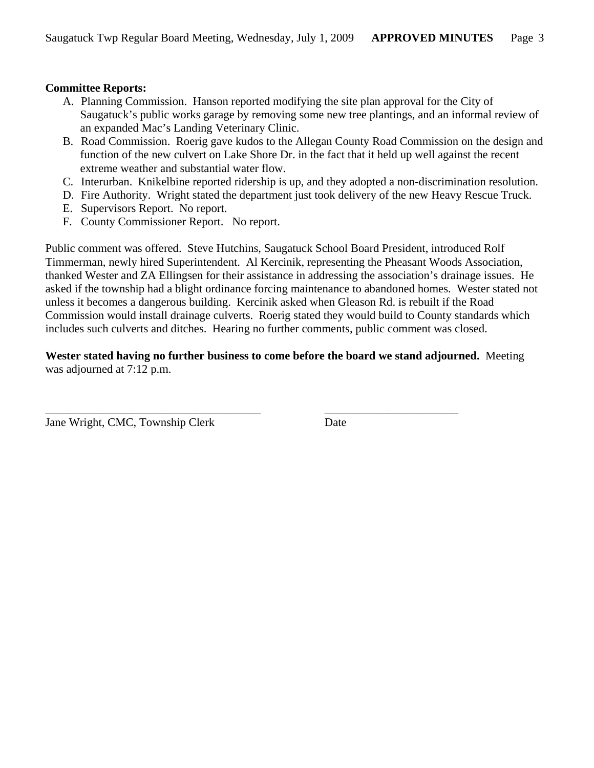**Committee Reports:**

A. Planning Commission. Hanson reported modifying the site plan approval for the City of Saugatuck's public works garage by removing some new tree plantings, and an informal review of an expanded Mac's Landing Veterinary Clinic.
B. Road Commission. Roerig gave kudos to the Allegan County Road Commission on the design and function of the new culvert on Lake Shore Dr. in the fact that it held up well against the recent extreme weather and substantial water flow.
C. Interurban. Knikelbine reported ridership is up, and they adopted a non-discrimination resolution.
D. Fire Authority. Wright stated the department just took delivery of the new Heavy Rescue Truck.
E. Supervisors Report. No report.
F. County Commissioner Report. No report.

Public comment was offered. Steve Hutchins, Saugatuck School Board President, introduced Rolf Timmerman, newly hired Superintendent. Al Kercinik, representing the Pheasant Woods Association, thanked Wester and ZA Ellingsen for their assistance in addressing the association's drainage issues. He asked if the township had a blight ordinance forcing maintenance to abandoned homes. Wester stated not unless it becomes a dangerous building. Kercinik asked when Gleason Rd. is rebuilt if the Road Commission would install drainage culverts. Roerig stated they would build to County standards which includes such culverts and ditches. Hearing no further comments, public comment was closed.

**Wester stated having no further business to come before the board we stand adjourned.** Meeting was adjourned at 7:12 p.m.

_____________________________________ _______________________

Jane Wright, CMC, Township Clerk Date